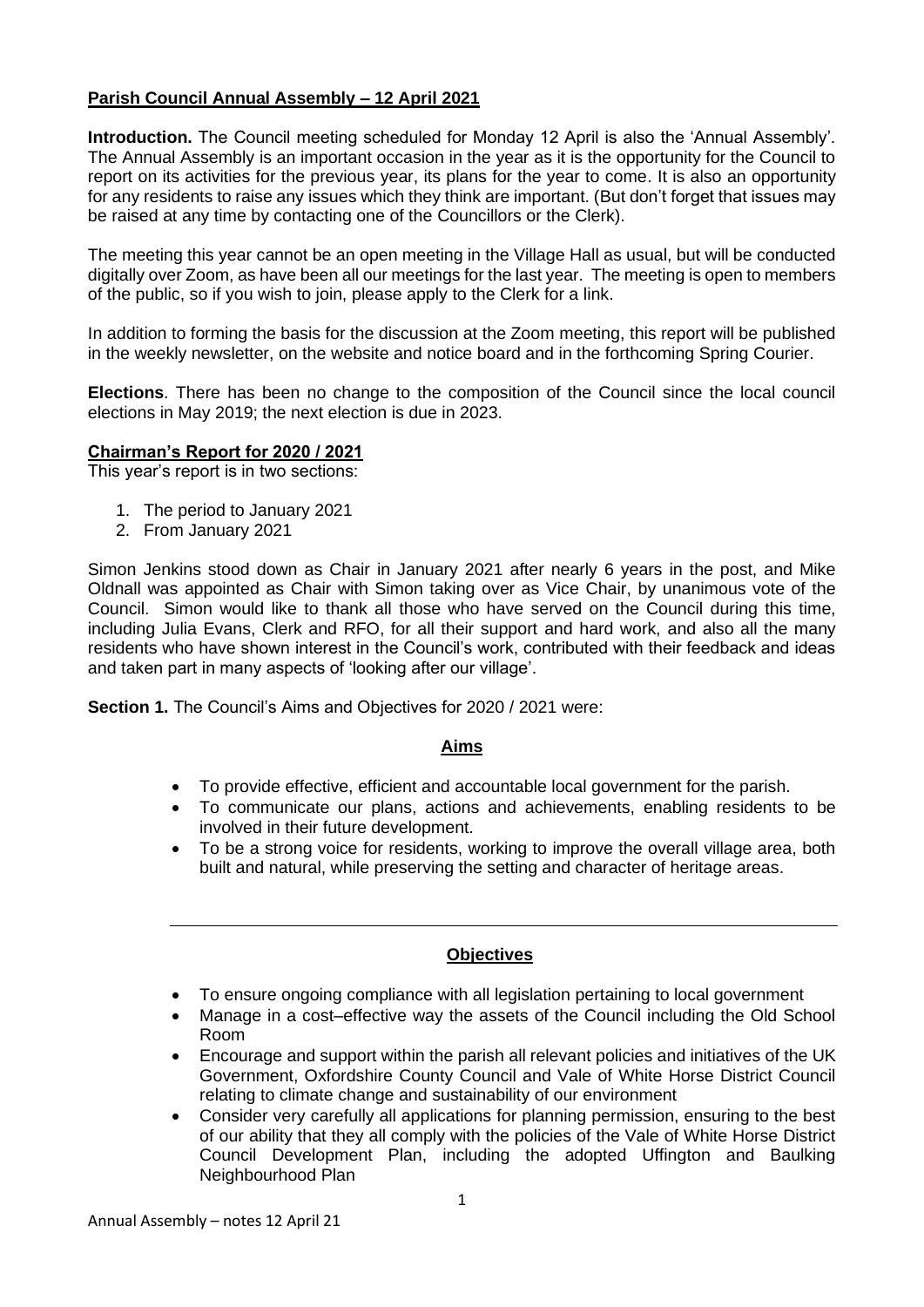## Parish Council Annual Assembly – 12 April 2021

**Introduction.** The Council meeting scheduled for Monday 12 April is also the 'Annual Assembly'. The Annual Assembly is an important occasion in the year as it is the opportunity for the Council to report on its activities for the previous year, its plans for the year to come. It is also an opportunity for any residents to raise any issues which they think are important. (But don't forget that issues may be raised at any time by contacting one of the Councillors or the Clerk).

The meeting this year cannot be an open meeting in the Village Hall as usual, but will be conducted digitally over Zoom, as have been all our meetings for the last year. The meeting is open to members of the public, so if you wish to join, please apply to the Clerk for a link.

In addition to forming the basis for the discussion at the Zoom meeting, this report will be published in the weekly newsletter, on the website and notice board and in the forthcoming Spring Courier.

**Elections**. There has been no change to the composition of the Council since the local council elections in May 2019; the next election is due in 2023.

### Chairman's Report for 2020 / 2021

This year's report is in two sections:

1. The period to January 2021
2. From January 2021

Simon Jenkins stood down as Chair in January 2021 after nearly 6 years in the post, and Mike Oldnall was appointed as Chair with Simon taking over as Vice Chair, by unanimous vote of the Council. Simon would like to thank all those who have served on the Council during this time, including Julia Evans, Clerk and RFO, for all their support and hard work, and also all the many residents who have shown interest in the Council's work, contributed with their feedback and ideas and taken part in many aspects of 'looking after our village'.

**Section 1.** The Council's Aims and Objectives for 2020 / 2021 were:

**Aims**

- To provide effective, efficient and accountable local government for the parish.
- To communicate our plans, actions and achievements, enabling residents to be involved in their future development.
- To be a strong voice for residents, working to improve the overall village area, both built and natural, while preserving the setting and character of heritage areas.

---

**Objectives**

- To ensure ongoing compliance with all legislation pertaining to local government
- Manage in a cost–effective way the assets of the Council including the Old School Room
- Encourage and support within the parish all relevant policies and initiatives of the UK Government, Oxfordshire County Council and Vale of White Horse District Council relating to climate change and sustainability of our environment
- Consider very carefully all applications for planning permission, ensuring to the best of our ability that they all comply with the policies of the Vale of White Horse District Council Development Plan, including the adopted Uffington and Baulking Neighbourhood Plan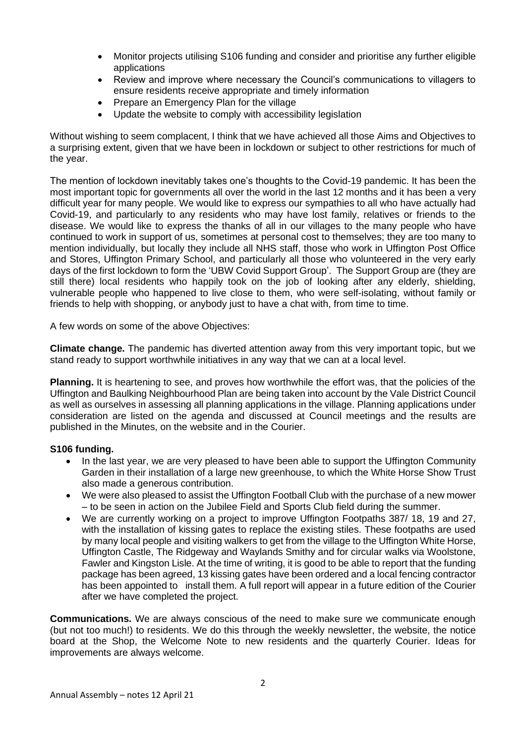- Monitor projects utilising S106 funding and consider and prioritise any further eligible applications
- Review and improve where necessary the Council's communications to villagers to ensure residents receive appropriate and timely information
- Prepare an Emergency Plan for the village
- Update the website to comply with accessibility legislation

Without wishing to seem complacent, I think that we have achieved all those Aims and Objectives to a surprising extent, given that we have been in lockdown or subject to other restrictions for much of the year.

The mention of lockdown inevitably takes one's thoughts to the Covid-19 pandemic. It has been the most important topic for governments all over the world in the last 12 months and it has been a very difficult year for many people. We would like to express our sympathies to all who have actually had Covid-19, and particularly to any residents who may have lost family, relatives or friends to the disease. We would like to express the thanks of all in our villages to the many people who have continued to work in support of us, sometimes at personal cost to themselves; they are too many to mention individually, but locally they include all NHS staff, those who work in Uffington Post Office and Stores, Uffington Primary School, and particularly all those who volunteered in the very early days of the first lockdown to form the 'UBW Covid Support Group'. The Support Group are (they are still there) local residents who happily took on the job of looking after any elderly, shielding, vulnerable people who happened to live close to them, who were self-isolating, without family or friends to help with shopping, or anybody just to have a chat with, from time to time.

A few words on some of the above Objectives:

**Climate change.** The pandemic has diverted attention away from this very important topic, but we stand ready to support worthwhile initiatives in any way that we can at a local level.

**Planning.** It is heartening to see, and proves how worthwhile the effort was, that the policies of the Uffington and Baulking Neighbourhood Plan are being taken into account by the Vale District Council as well as ourselves in assessing all planning applications in the village. Planning applications under consideration are listed on the agenda and discussed at Council meetings and the results are published in the Minutes, on the website and in the Courier.

**S106 funding.**

- In the last year, we are very pleased to have been able to support the Uffington Community Garden in their installation of a large new greenhouse, to which the White Horse Show Trust also made a generous contribution.
- We were also pleased to assist the Uffington Football Club with the purchase of a new mower – to be seen in action on the Jubilee Field and Sports Club field during the summer.
- We are currently working on a project to improve Uffington Footpaths 387/ 18, 19 and 27, with the installation of kissing gates to replace the existing stiles. These footpaths are used by many local people and visiting walkers to get from the village to the Uffington White Horse, Uffington Castle, The Ridgeway and Waylands Smithy and for circular walks via Woolstone, Fawler and Kingston Lisle. At the time of writing, it is good to be able to report that the funding package has been agreed, 13 kissing gates have been ordered and a local fencing contractor has been appointed to install them. A full report will appear in a future edition of the Courier after we have completed the project.

**Communications.** We are always conscious of the need to make sure we communicate enough (but not too much!) to residents. We do this through the weekly newsletter, the website, the notice board at the Shop, the Welcome Note to new residents and the quarterly Courier. Ideas for improvements are always welcome.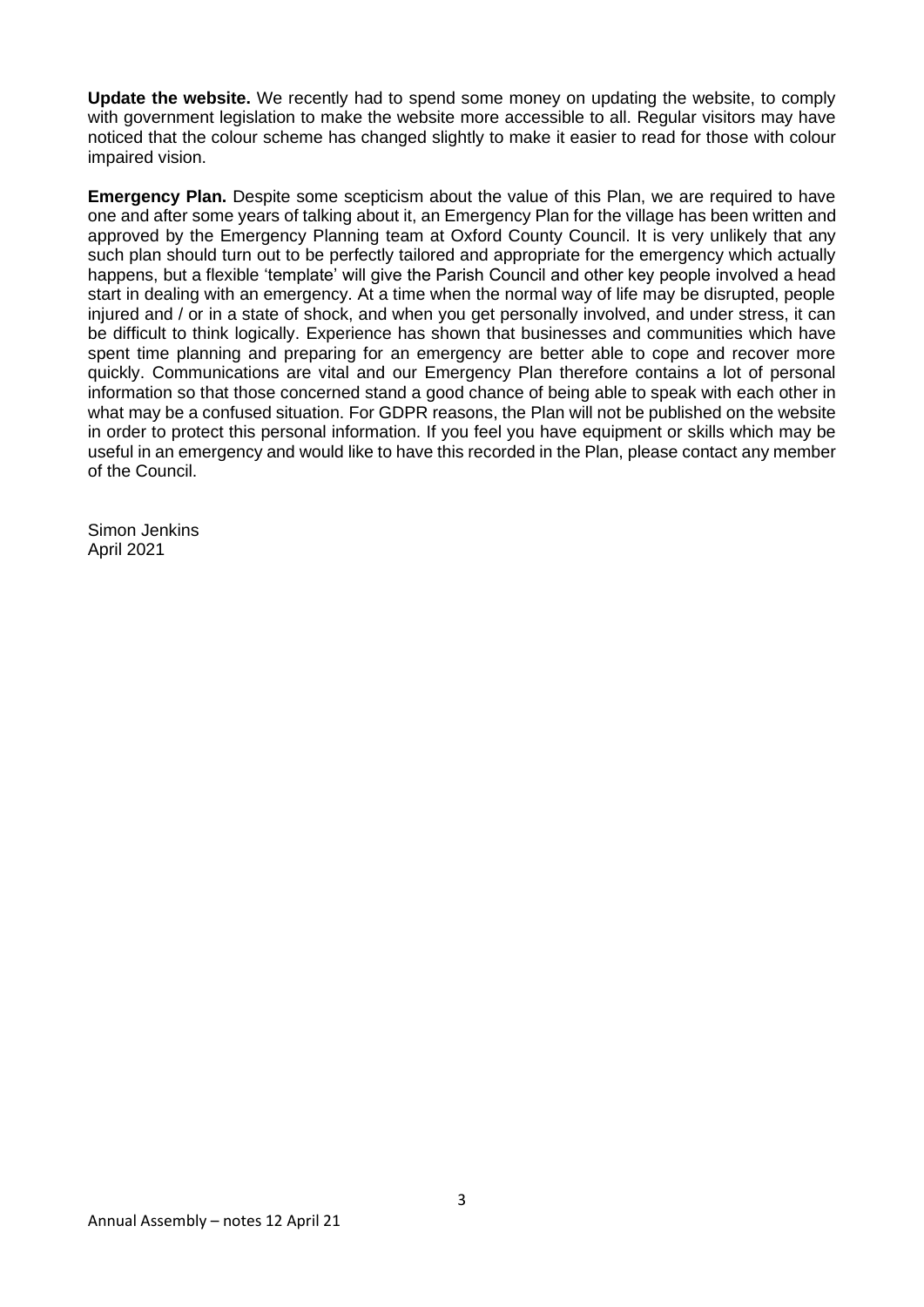**Update the website.** We recently had to spend some money on updating the website, to comply with government legislation to make the website more accessible to all. Regular visitors may have noticed that the colour scheme has changed slightly to make it easier to read for those with colour impaired vision.

**Emergency Plan.** Despite some scepticism about the value of this Plan, we are required to have one and after some years of talking about it, an Emergency Plan for the village has been written and approved by the Emergency Planning team at Oxford County Council. It is very unlikely that any such plan should turn out to be perfectly tailored and appropriate for the emergency which actually happens, but a flexible 'template' will give the Parish Council and other key people involved a head start in dealing with an emergency. At a time when the normal way of life may be disrupted, people injured and / or in a state of shock, and when you get personally involved, and under stress, it can be difficult to think logically. Experience has shown that businesses and communities which have spent time planning and preparing for an emergency are better able to cope and recover more quickly. Communications are vital and our Emergency Plan therefore contains a lot of personal information so that those concerned stand a good chance of being able to speak with each other in what may be a confused situation. For GDPR reasons, the Plan will not be published on the website in order to protect this personal information. If you feel you have equipment or skills which may be useful in an emergency and would like to have this recorded in the Plan, please contact any member of the Council.

Simon Jenkins
April 2021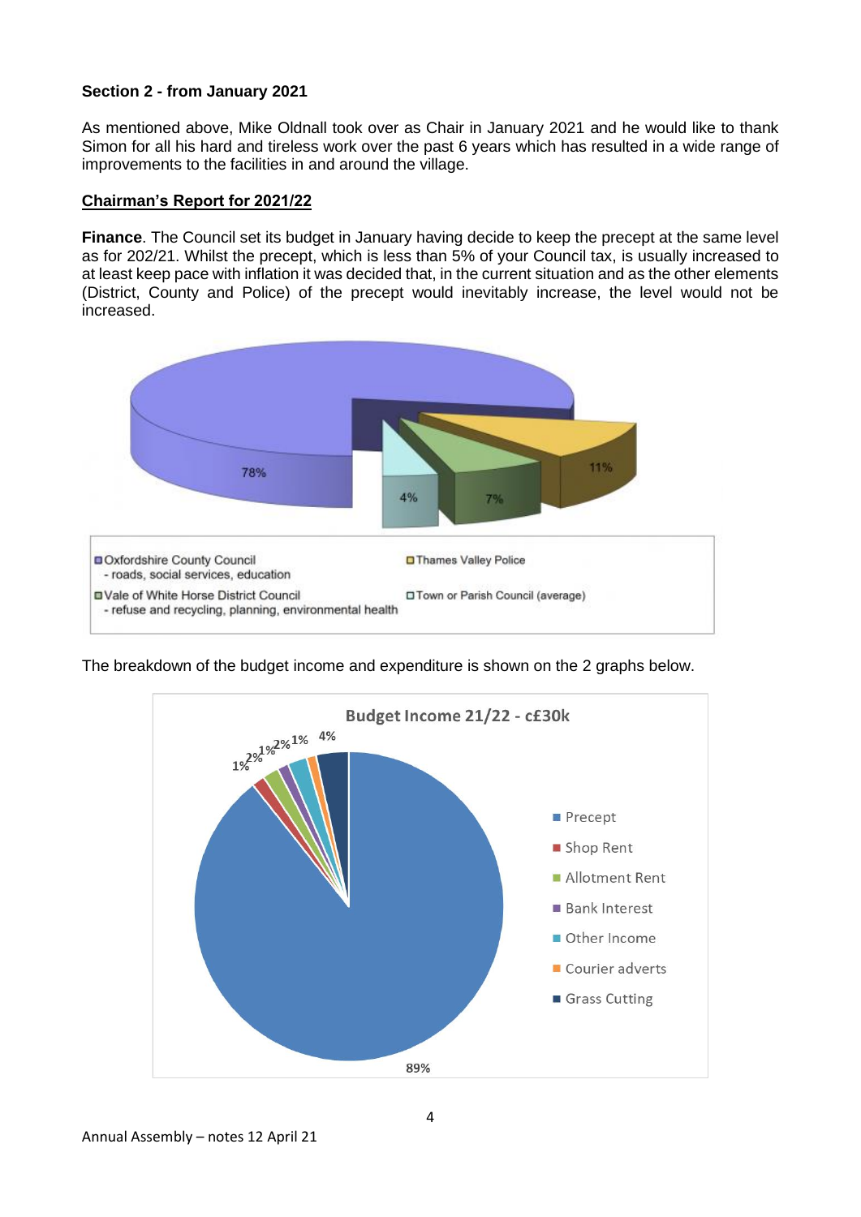**Section 2 - from January 2021**

As mentioned above, Mike Oldnall took over as Chair in January 2021 and he would like to thank Simon for all his hard and tireless work over the past 6 years which has resulted in a wide range of improvements to the facilities in and around the village.

**<u>Chairman's Report for 2021/22</u>**

**Finance**. The Council set its budget in January having decide to keep the precept at the same level as for 202/21. Whilst the precept, which is less than 5% of your Council tax, is usually increased to at least keep pace with inflation it was decided that, in the current situation and as the other elements (District, County and Police) of the precept would inevitably increase, the level would not be increased.

78%

4%

7%

11%

- Oxfordshire County Council
  - roads, social services, education
- Thames Valley Police
- Vale of White Horse District Council
  - refuse and recycling, planning, environmental health
- Town or Parish Council (average)

The breakdown of the budget income and expenditure is shown on the 2 graphs below.

**Budget Income 21/22 - c£30k**

1%, 2%, 1%, 2%, 1%, 4%, 89%

- Precept
- Shop Rent
- Allotment Rent
- Bank Interest
- Other Income
- Courier adverts
- Grass Cutting

Annual Assembly – notes 12 April 21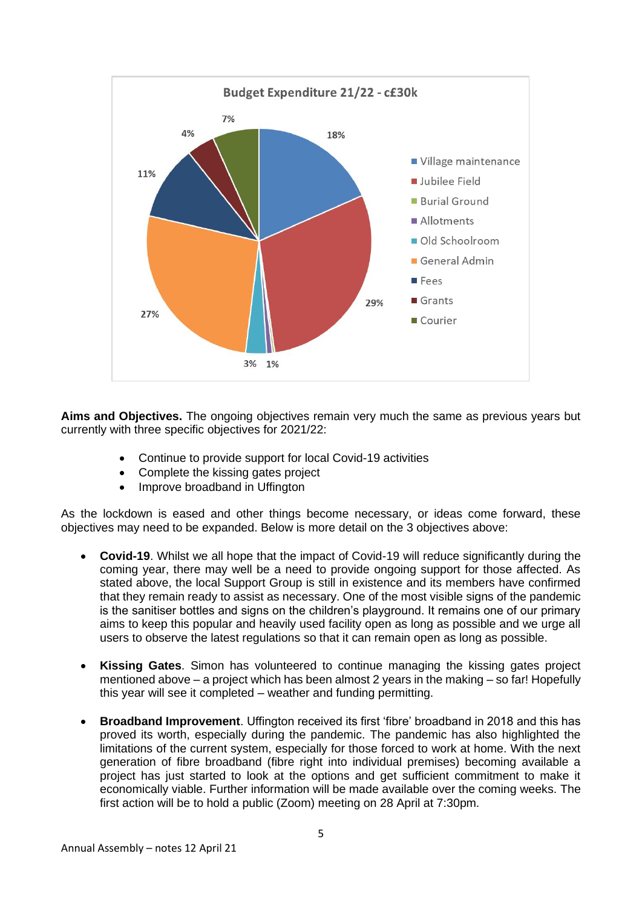**Budget Expenditure 21/22 - c£30k**

18% · 29% · 1% · 3% · 27% · 11% · 4% · 7%

- Village maintenance
- Jubilee Field
- Burial Ground
- Allotments
- Old Schoolroom
- General Admin
- Fees
- Grants
- Courier

**Aims and Objectives.** The ongoing objectives remain very much the same as previous years but currently with three specific objectives for 2021/22:

- Continue to provide support for local Covid-19 activities
- Complete the kissing gates project
- Improve broadband in Uffington

As the lockdown is eased and other things become necessary, or ideas come forward, these objectives may need to be expanded. Below is more detail on the 3 objectives above:

- **Covid-19**. Whilst we all hope that the impact of Covid-19 will reduce significantly during the coming year, there may well be a need to provide ongoing support for those affected. As stated above, the local Support Group is still in existence and its members have confirmed that they remain ready to assist as necessary. One of the most visible signs of the pandemic is the sanitiser bottles and signs on the children's playground. It remains one of our primary aims to keep this popular and heavily used facility open as long as possible and we urge all users to observe the latest regulations so that it can remain open as long as possible.

- **Kissing Gates**. Simon has volunteered to continue managing the kissing gates project mentioned above – a project which has been almost 2 years in the making – so far! Hopefully this year will see it completed – weather and funding permitting.

- **Broadband Improvement**. Uffington received its first 'fibre' broadband in 2018 and this has proved its worth, especially during the pandemic. The pandemic has also highlighted the limitations of the current system, especially for those forced to work at home. With the next generation of fibre broadband (fibre right into individual premises) becoming available a project has just started to look at the options and get sufficient commitment to make it economically viable. Further information will be made available over the coming weeks. The first action will be to hold a public (Zoom) meeting on 28 April at 7:30pm.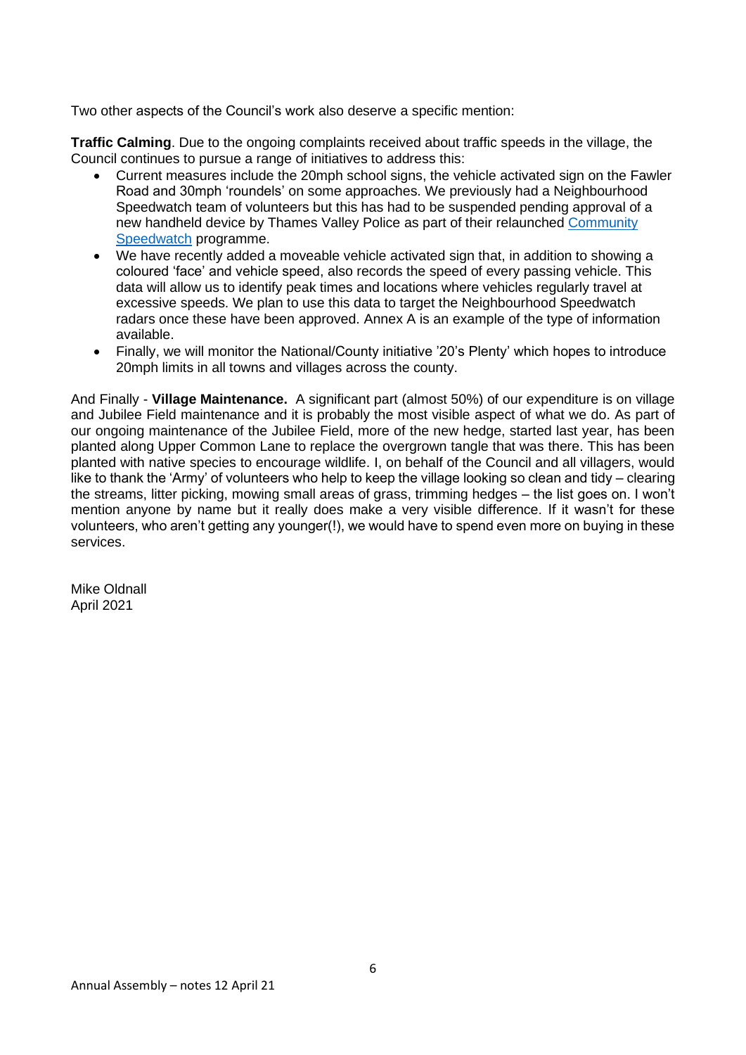Two other aspects of the Council's work also deserve a specific mention:

**Traffic Calming**. Due to the ongoing complaints received about traffic speeds in the village, the Council continues to pursue a range of initiatives to address this:

- Current measures include the 20mph school signs, the vehicle activated sign on the Fawler Road and 30mph 'roundels' on some approaches. We previously had a Neighbourhood Speedwatch team of volunteers but this has had to be suspended pending approval of a new handheld device by Thames Valley Police as part of their relaunched Community Speedwatch programme.
- We have recently added a moveable vehicle activated sign that, in addition to showing a coloured 'face' and vehicle speed, also records the speed of every passing vehicle. This data will allow us to identify peak times and locations where vehicles regularly travel at excessive speeds. We plan to use this data to target the Neighbourhood Speedwatch radars once these have been approved. Annex A is an example of the type of information available.
- Finally, we will monitor the National/County initiative '20's Plenty' which hopes to introduce 20mph limits in all towns and villages across the county.

And Finally - **Village Maintenance.** A significant part (almost 50%) of our expenditure is on village and Jubilee Field maintenance and it is probably the most visible aspect of what we do. As part of our ongoing maintenance of the Jubilee Field, more of the new hedge, started last year, has been planted along Upper Common Lane to replace the overgrown tangle that was there. This has been planted with native species to encourage wildlife. I, on behalf of the Council and all villagers, would like to thank the 'Army' of volunteers who help to keep the village looking so clean and tidy – clearing the streams, litter picking, mowing small areas of grass, trimming hedges – the list goes on. I won't mention anyone by name but it really does make a very visible difference. If it wasn't for these volunteers, who aren't getting any younger(!), we would have to spend even more on buying in these services.

Mike Oldnall
April 2021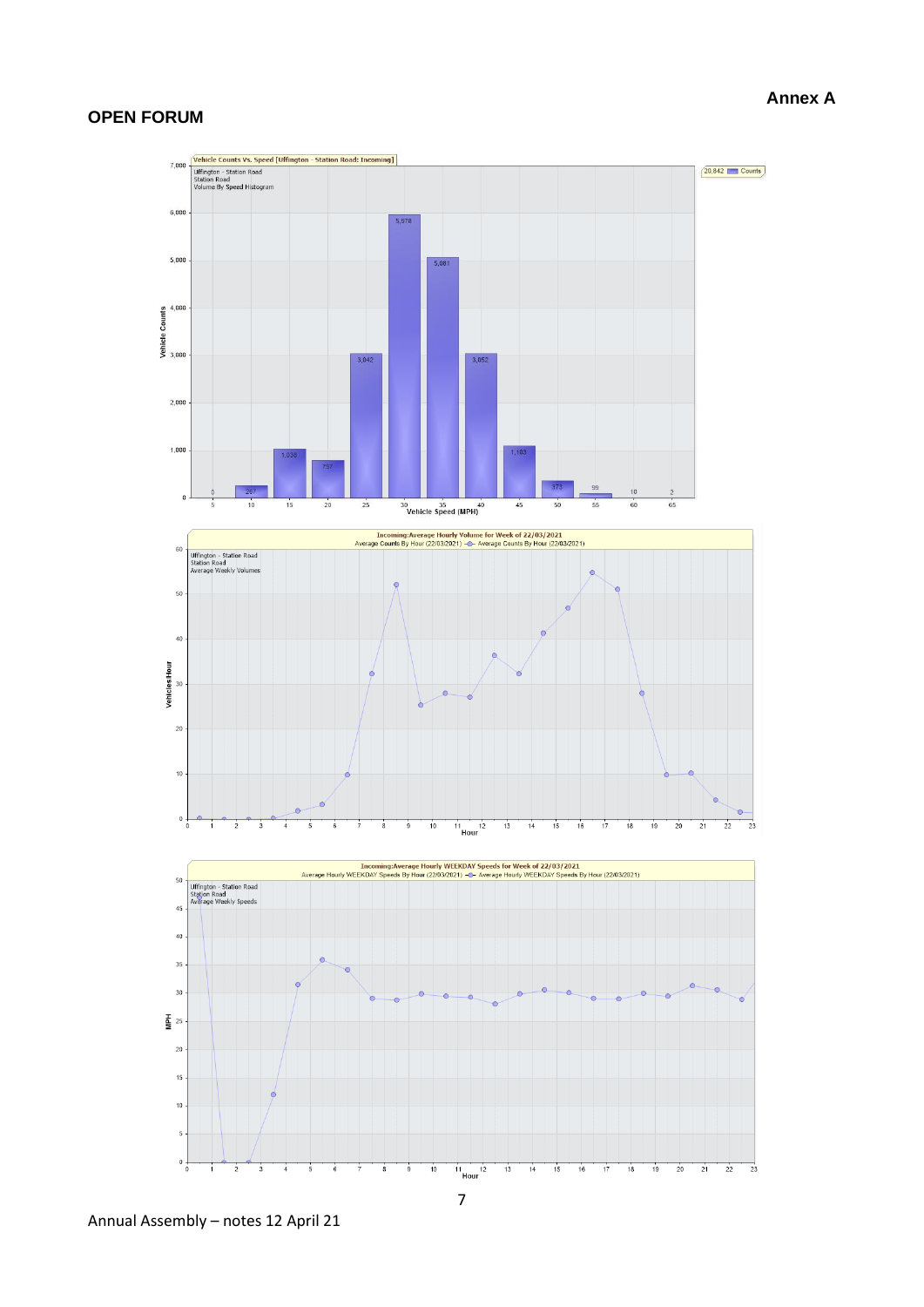**Annex A**

## OPEN FORUM

Vehicle Counts Vs. Speed [Uffington - Station Road: Incoming]

Uffington - Station Road
Station Road
Volume By Speed Histogram

20,842 Counts

Vehicle Counts

0, 267, 1,038, 797, 3,042, 5,978, 5,081, 3,052, 1,103, 373, 99, 10, 2

Vehicle Speed (MPH)

Incoming:Average Hourly Volume for Week of 22/03/2021
Average Counts By Hour (22/03/2021) Average Counts By Hour (22/03/2021)

Uffington - Station Road
Station Road
Average Weekly Volumes

Vehicles/Hour

Hour

Incoming:Average Hourly WEEKDAY Speeds for Week of 22/03/2021
Average Hourly WEEKDAY Speeds By Hour (22/03/2021) Average Hourly WEEKDAY Speeds By Hour (22/03/2021)

Uffington - Station Road
Station Road
Average Weekly Speeds

MPH

Hour

Annual Assembly – notes 12 April 21